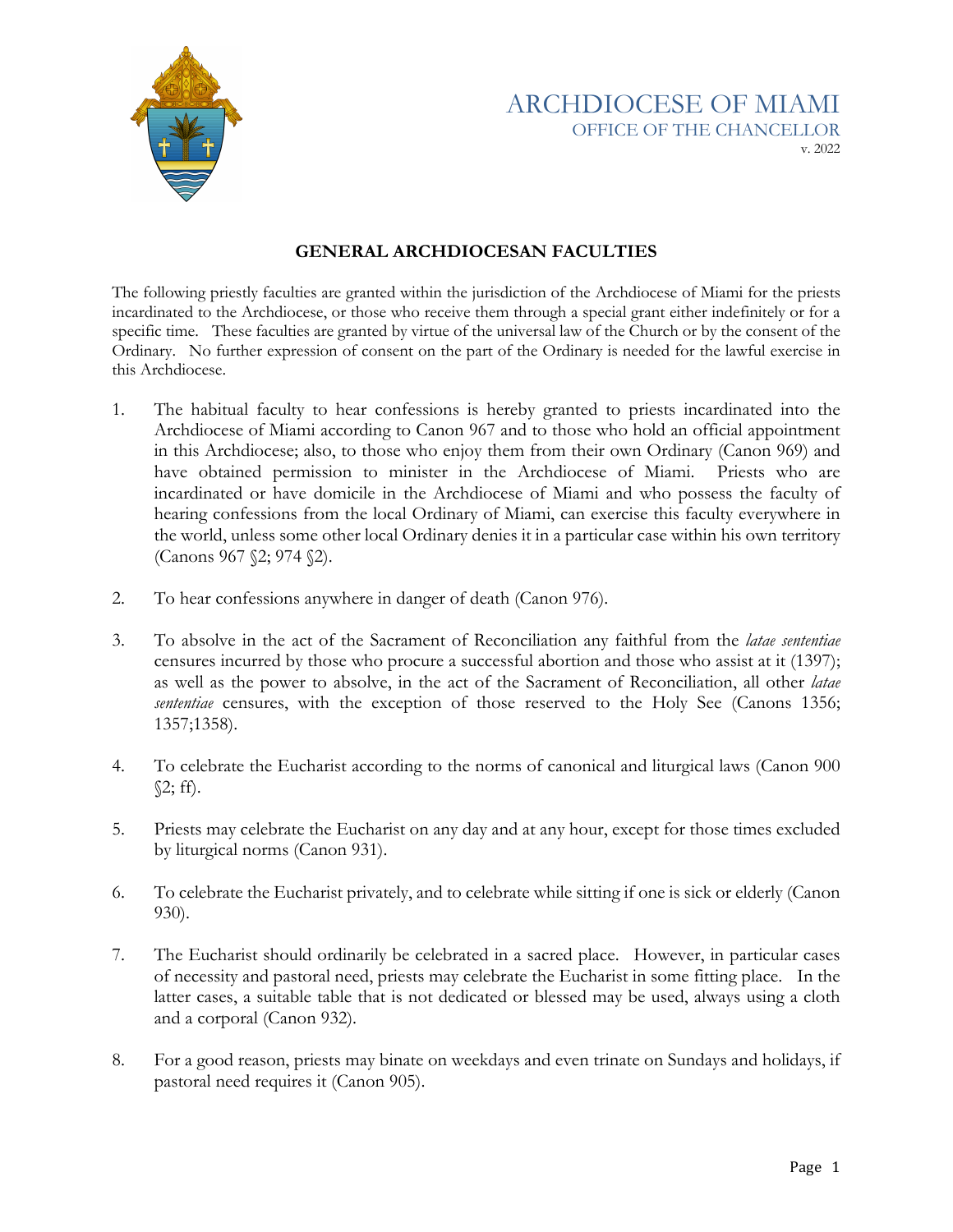# ARCHDIOCESE OF MIAMI

OFFICE OF THE CHANCELLOR

v. 2022

## GENERAL ARCHDIOCESAN FACULTIES

The following priestly faculties are granted within the jurisdiction of the Archdiocese of Miami for the priests incardinated to the Archdiocese, or those who receive them through a special grant either indefinitely or for a specific time. These faculties are granted by virtue of the universal law of the Church or by the consent of the Ordinary. No further expression of consent on the part of the Ordinary is needed for the lawful exercise in this Archdiocese.

1. The habitual faculty to hear confessions is hereby granted to priests incardinated into the Archdiocese of Miami according to Canon 967 and to those who hold an official appointment in this Archdiocese; also, to those who enjoy them from their own Ordinary (Canon 969) and have obtained permission to minister in the Archdiocese of Miami. Priests who are incardinated or have domicile in the Archdiocese of Miami and who possess the faculty of hearing confessions from the local Ordinary of Miami, can exercise this faculty everywhere in the world, unless some other local Ordinary denies it in a particular case within his own territory (Canons 967 §2; 974 §2).

2. To hear confessions anywhere in danger of death (Canon 976).

3. To absolve in the act of the Sacrament of Reconciliation any faithful from the *latae sententiae* censures incurred by those who procure a successful abortion and those who assist at it (1397); as well as the power to absolve, in the act of the Sacrament of Reconciliation, all other *latae sententiae* censures, with the exception of those reserved to the Holy See (Canons 1356; 1357;1358).

4. To celebrate the Eucharist according to the norms of canonical and liturgical laws (Canon 900 §2; ff).

5. Priests may celebrate the Eucharist on any day and at any hour, except for those times excluded by liturgical norms (Canon 931).

6. To celebrate the Eucharist privately, and to celebrate while sitting if one is sick or elderly (Canon 930).

7. The Eucharist should ordinarily be celebrated in a sacred place. However, in particular cases of necessity and pastoral need, priests may celebrate the Eucharist in some fitting place. In the latter cases, a suitable table that is not dedicated or blessed may be used, always using a cloth and a corporal (Canon 932).

8. For a good reason, priests may binate on weekdays and even trinate on Sundays and holidays, if pastoral need requires it (Canon 905).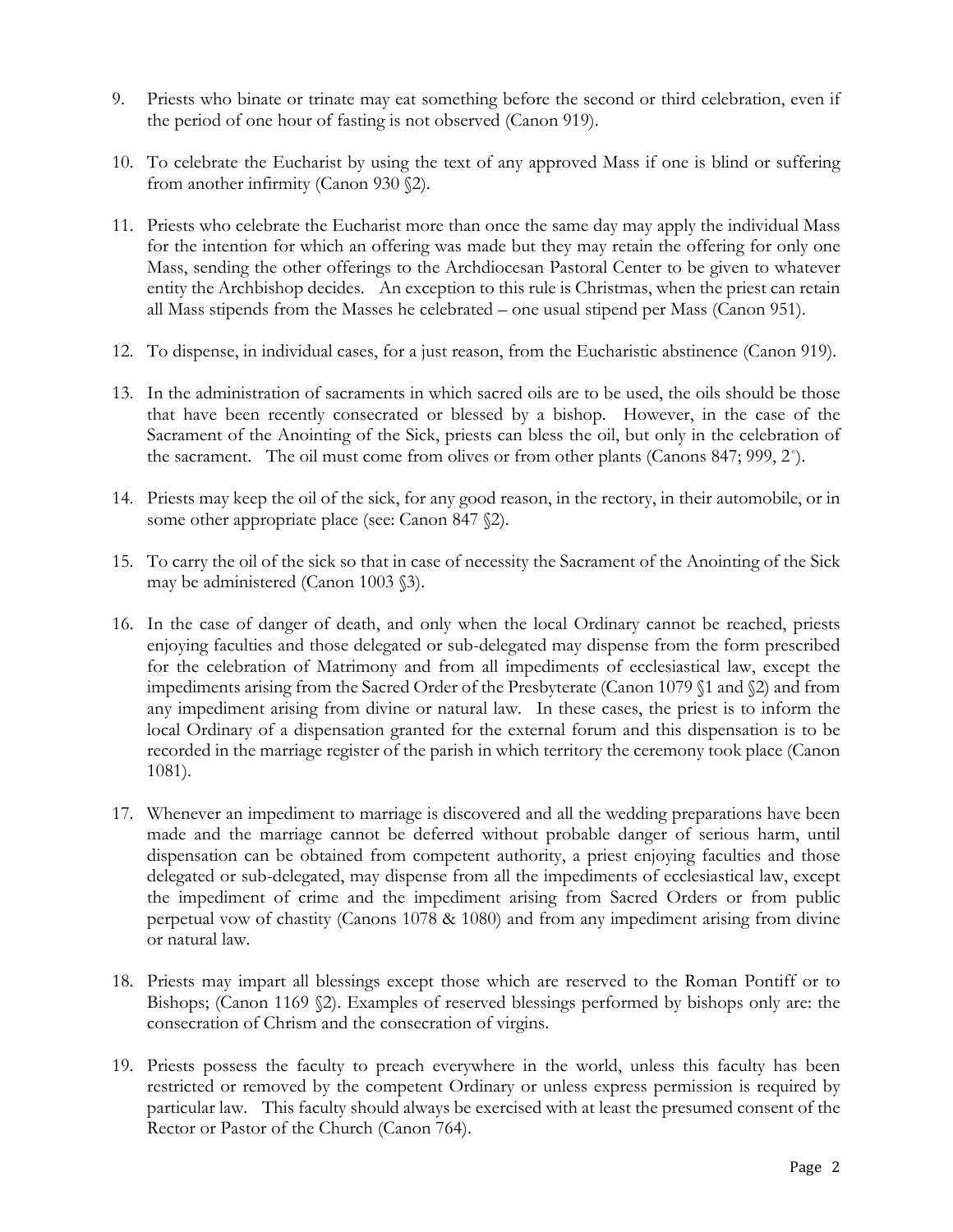9. Priests who binate or trinate may eat something before the second or third celebration, even if the period of one hour of fasting is not observed (Canon 919).

10. To celebrate the Eucharist by using the text of any approved Mass if one is blind or suffering from another infirmity (Canon 930 §2).

11. Priests who celebrate the Eucharist more than once the same day may apply the individual Mass for the intention for which an offering was made but they may retain the offering for only one Mass, sending the other offerings to the Archdiocesan Pastoral Center to be given to whatever entity the Archbishop decides. An exception to this rule is Christmas, when the priest can retain all Mass stipends from the Masses he celebrated – one usual stipend per Mass (Canon 951).

12. To dispense, in individual cases, for a just reason, from the Eucharistic abstinence (Canon 919).

13. In the administration of sacraments in which sacred oils are to be used, the oils should be those that have been recently consecrated or blessed by a bishop. However, in the case of the Sacrament of the Anointing of the Sick, priests can bless the oil, but only in the celebration of the sacrament. The oil must come from olives or from other plants (Canons 847; 999, 2°).

14. Priests may keep the oil of the sick, for any good reason, in the rectory, in their automobile, or in some other appropriate place (see: Canon 847 §2).

15. To carry the oil of the sick so that in case of necessity the Sacrament of the Anointing of the Sick may be administered (Canon 1003 §3).

16. In the case of danger of death, and only when the local Ordinary cannot be reached, priests enjoying faculties and those delegated or sub-delegated may dispense from the form prescribed for the celebration of Matrimony and from all impediments of ecclesiastical law, except the impediments arising from the Sacred Order of the Presbyterate (Canon 1079 §1 and §2) and from any impediment arising from divine or natural law. In these cases, the priest is to inform the local Ordinary of a dispensation granted for the external forum and this dispensation is to be recorded in the marriage register of the parish in which territory the ceremony took place (Canon 1081).

17. Whenever an impediment to marriage is discovered and all the wedding preparations have been made and the marriage cannot be deferred without probable danger of serious harm, until dispensation can be obtained from competent authority, a priest enjoying faculties and those delegated or sub-delegated, may dispense from all the impediments of ecclesiastical law, except the impediment of crime and the impediment arising from Sacred Orders or from public perpetual vow of chastity (Canons 1078 & 1080) and from any impediment arising from divine or natural law.

18. Priests may impart all blessings except those which are reserved to the Roman Pontiff or to Bishops; (Canon 1169 §2). Examples of reserved blessings performed by bishops only are: the consecration of Chrism and the consecration of virgins.

19. Priests possess the faculty to preach everywhere in the world, unless this faculty has been restricted or removed by the competent Ordinary or unless express permission is required by particular law. This faculty should always be exercised with at least the presumed consent of the Rector or Pastor of the Church (Canon 764).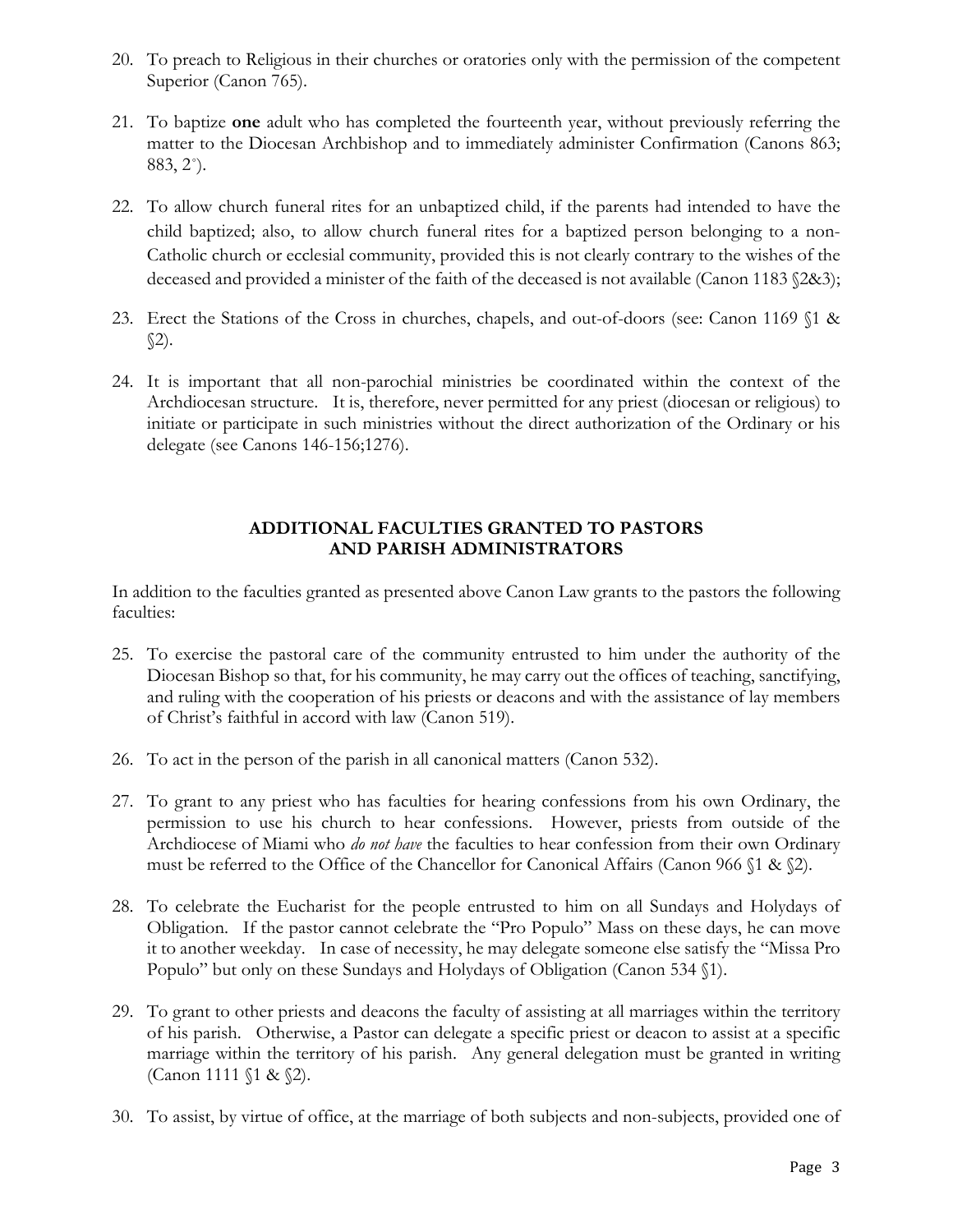20. To preach to Religious in their churches or oratories only with the permission of the competent Superior (Canon 765).

21. To baptize **one** adult who has completed the fourteenth year, without previously referring the matter to the Diocesan Archbishop and to immediately administer Confirmation (Canons 863; 883, 2°).

22. To allow church funeral rites for an unbaptized child, if the parents had intended to have the child baptized; also, to allow church funeral rites for a baptized person belonging to a non-Catholic church or ecclesial community, provided this is not clearly contrary to the wishes of the deceased and provided a minister of the faith of the deceased is not available (Canon 1183 §2&3);

23. Erect the Stations of the Cross in churches, chapels, and out-of-doors (see: Canon 1169 §1 & §2).

24. It is important that all non-parochial ministries be coordinated within the context of the Archdiocesan structure. It is, therefore, never permitted for any priest (diocesan or religious) to initiate or participate in such ministries without the direct authorization of the Ordinary or his delegate (see Canons 146-156;1276).

## ADDITIONAL FACULTIES GRANTED TO PASTORS AND PARISH ADMINISTRATORS

In addition to the faculties granted as presented above Canon Law grants to the pastors the following faculties:

25. To exercise the pastoral care of the community entrusted to him under the authority of the Diocesan Bishop so that, for his community, he may carry out the offices of teaching, sanctifying, and ruling with the cooperation of his priests or deacons and with the assistance of lay members of Christ's faithful in accord with law (Canon 519).

26. To act in the person of the parish in all canonical matters (Canon 532).

27. To grant to any priest who has faculties for hearing confessions from his own Ordinary, the permission to use his church to hear confessions. However, priests from outside of the Archdiocese of Miami who *do not have* the faculties to hear confession from their own Ordinary must be referred to the Office of the Chancellor for Canonical Affairs (Canon 966 §1 & §2).

28. To celebrate the Eucharist for the people entrusted to him on all Sundays and Holydays of Obligation. If the pastor cannot celebrate the "Pro Populo" Mass on these days, he can move it to another weekday. In case of necessity, he may delegate someone else satisfy the "Missa Pro Populo" but only on these Sundays and Holydays of Obligation (Canon 534 §1).

29. To grant to other priests and deacons the faculty of assisting at all marriages within the territory of his parish. Otherwise, a Pastor can delegate a specific priest or deacon to assist at a specific marriage within the territory of his parish. Any general delegation must be granted in writing (Canon 1111 §1 & §2).

30. To assist, by virtue of office, at the marriage of both subjects and non-subjects, provided one of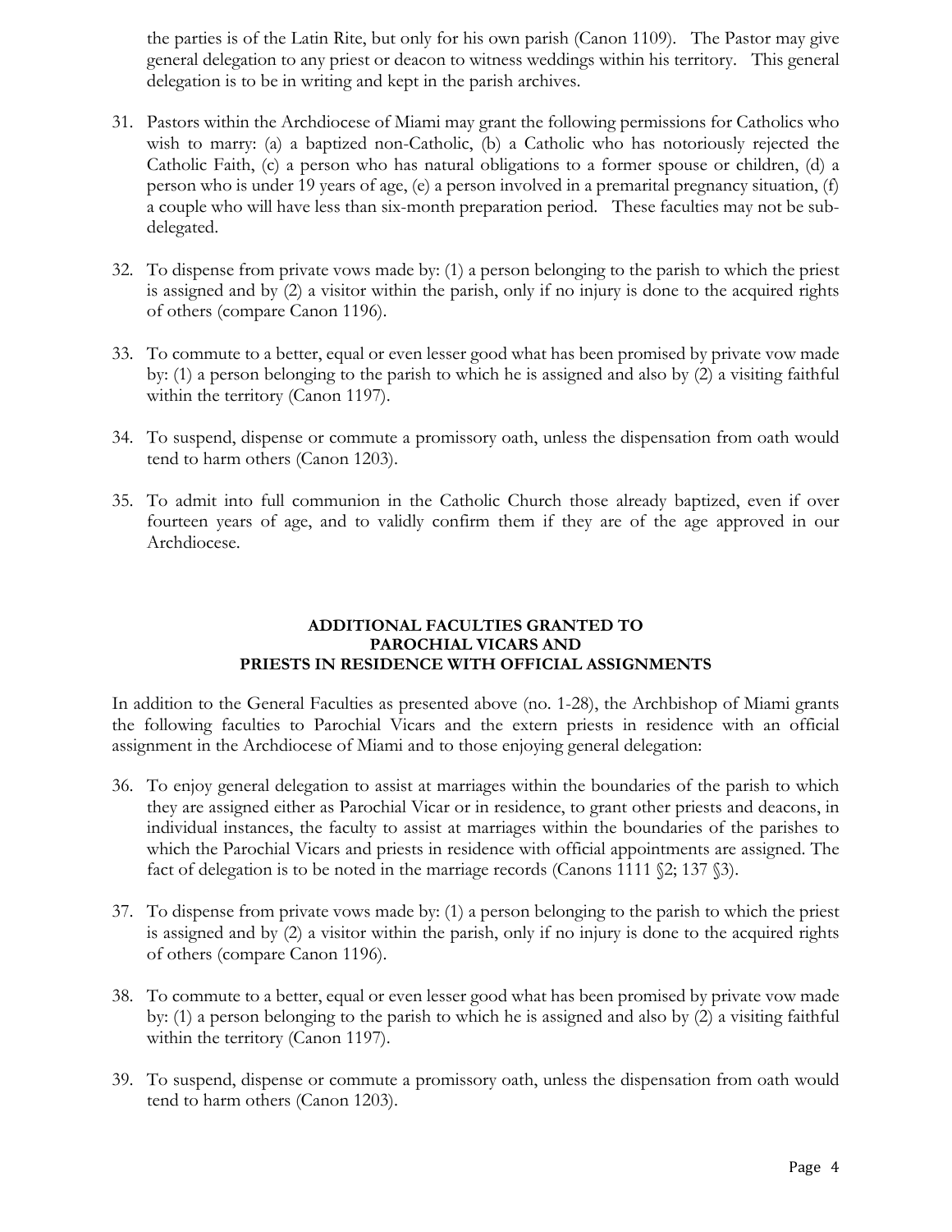the parties is of the Latin Rite, but only for his own parish (Canon 1109). The Pastor may give general delegation to any priest or deacon to witness weddings within his territory. This general delegation is to be in writing and kept in the parish archives.

31. Pastors within the Archdiocese of Miami may grant the following permissions for Catholics who wish to marry: (a) a baptized non-Catholic, (b) a Catholic who has notoriously rejected the Catholic Faith, (c) a person who has natural obligations to a former spouse or children, (d) a person who is under 19 years of age, (e) a person involved in a premarital pregnancy situation, (f) a couple who will have less than six-month preparation period. These faculties may not be sub-delegated.

32. To dispense from private vows made by: (1) a person belonging to the parish to which the priest is assigned and by (2) a visitor within the parish, only if no injury is done to the acquired rights of others (compare Canon 1196).

33. To commute to a better, equal or even lesser good what has been promised by private vow made by: (1) a person belonging to the parish to which he is assigned and also by (2) a visiting faithful within the territory (Canon 1197).

34. To suspend, dispense or commute a promissory oath, unless the dispensation from oath would tend to harm others (Canon 1203).

35. To admit into full communion in the Catholic Church those already baptized, even if over fourteen years of age, and to validly confirm them if they are of the age approved in our Archdiocese.

## ADDITIONAL FACULTIES GRANTED TO PAROCHIAL VICARS AND PRIESTS IN RESIDENCE WITH OFFICIAL ASSIGNMENTS

In addition to the General Faculties as presented above (no. 1-28), the Archbishop of Miami grants the following faculties to Parochial Vicars and the extern priests in residence with an official assignment in the Archdiocese of Miami and to those enjoying general delegation:

36. To enjoy general delegation to assist at marriages within the boundaries of the parish to which they are assigned either as Parochial Vicar or in residence, to grant other priests and deacons, in individual instances, the faculty to assist at marriages within the boundaries of the parishes to which the Parochial Vicars and priests in residence with official appointments are assigned. The fact of delegation is to be noted in the marriage records (Canons 1111 §2; 137 §3).

37. To dispense from private vows made by: (1) a person belonging to the parish to which the priest is assigned and by (2) a visitor within the parish, only if no injury is done to the acquired rights of others (compare Canon 1196).

38. To commute to a better, equal or even lesser good what has been promised by private vow made by: (1) a person belonging to the parish to which he is assigned and also by (2) a visiting faithful within the territory (Canon 1197).

39. To suspend, dispense or commute a promissory oath, unless the dispensation from oath would tend to harm others (Canon 1203).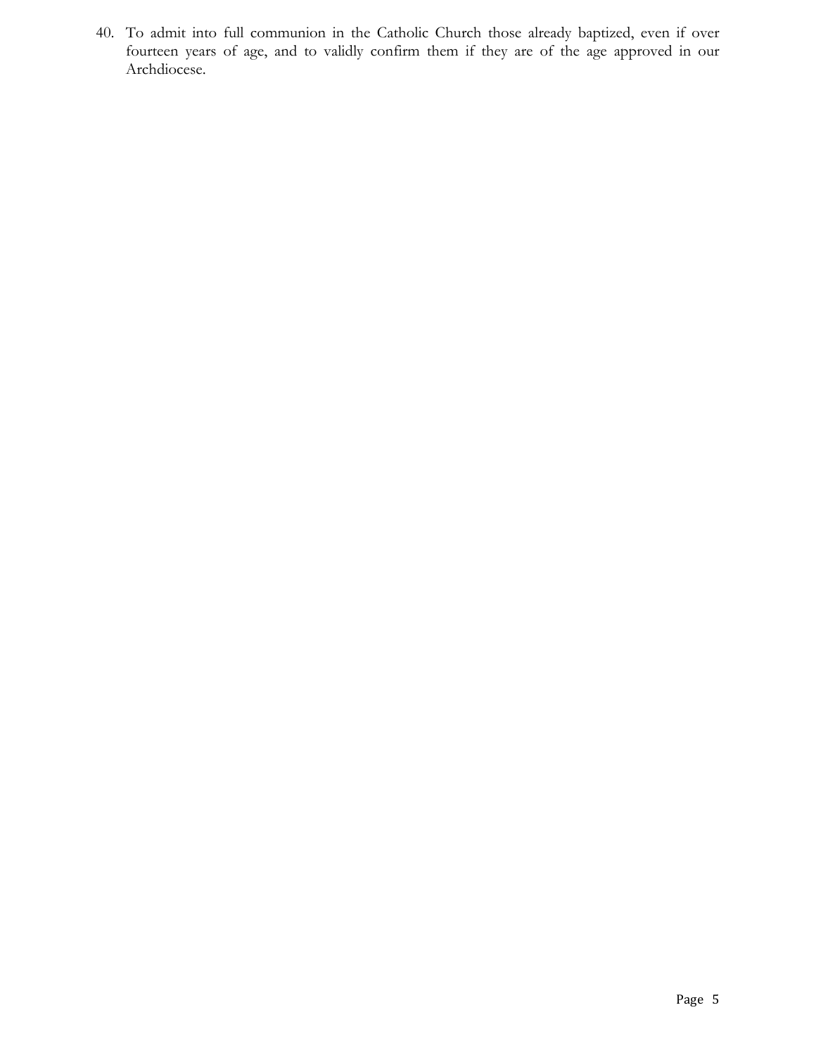40. To admit into full communion in the Catholic Church those already baptized, even if over fourteen years of age, and to validly confirm them if they are of the age approved in our Archdiocese.